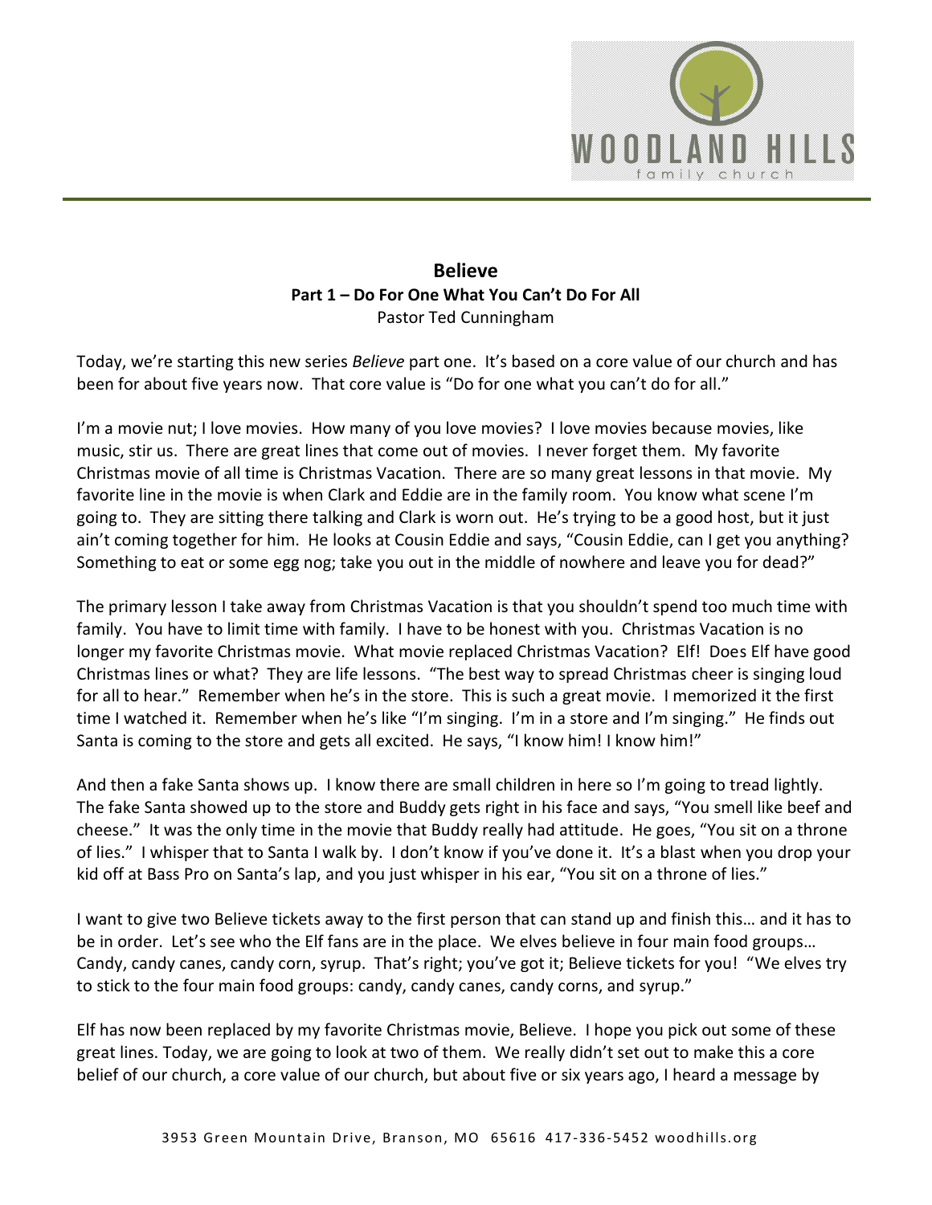# Believe

## Part 1 – Do For One What You Can't Do For All

Pastor Ted Cunningham

Today, we're starting this new series *Believe* part one. It's based on a core value of our church and has been for about five years now. That core value is "Do for one what you can't do for all."

I'm a movie nut; I love movies. How many of you love movies? I love movies because movies, like music, stir us. There are great lines that come out of movies. I never forget them. My favorite Christmas movie of all time is Christmas Vacation. There are so many great lessons in that movie. My favorite line in the movie is when Clark and Eddie are in the family room. You know what scene I'm going to. They are sitting there talking and Clark is worn out. He's trying to be a good host, but it just ain't coming together for him. He looks at Cousin Eddie and says, "Cousin Eddie, can I get you anything? Something to eat or some egg nog; take you out in the middle of nowhere and leave you for dead?"

The primary lesson I take away from Christmas Vacation is that you shouldn't spend too much time with family. You have to limit time with family. I have to be honest with you. Christmas Vacation is no longer my favorite Christmas movie. What movie replaced Christmas Vacation? Elf! Does Elf have good Christmas lines or what? They are life lessons. "The best way to spread Christmas cheer is singing loud for all to hear." Remember when he's in the store. This is such a great movie. I memorized it the first time I watched it. Remember when he's like "I'm singing. I'm in a store and I'm singing." He finds out Santa is coming to the store and gets all excited. He says, "I know him! I know him!"

And then a fake Santa shows up. I know there are small children in here so I'm going to tread lightly. The fake Santa showed up to the store and Buddy gets right in his face and says, "You smell like beef and cheese." It was the only time in the movie that Buddy really had attitude. He goes, "You sit on a throne of lies." I whisper that to Santa I walk by. I don't know if you've done it. It's a blast when you drop your kid off at Bass Pro on Santa's lap, and you just whisper in his ear, "You sit on a throne of lies."

I want to give two Believe tickets away to the first person that can stand up and finish this… and it has to be in order. Let's see who the Elf fans are in the place. We elves believe in four main food groups… Candy, candy canes, candy corn, syrup. That's right; you've got it; Believe tickets for you! "We elves try to stick to the four main food groups: candy, candy canes, candy corns, and syrup."

Elf has now been replaced by my favorite Christmas movie, Believe. I hope you pick out some of these great lines. Today, we are going to look at two of them. We really didn't set out to make this a core belief of our church, a core value of our church, but about five or six years ago, I heard a message by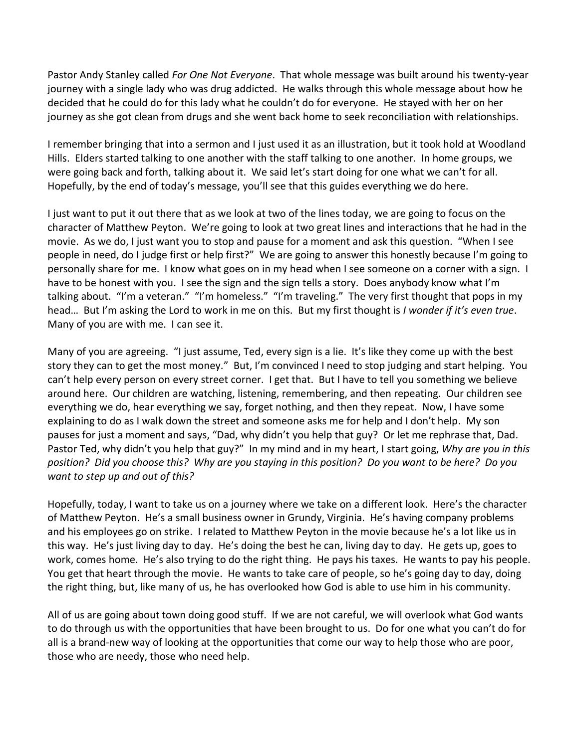Pastor Andy Stanley called *For One Not Everyone*. That whole message was built around his twenty-year journey with a single lady who was drug addicted. He walks through this whole message about how he decided that he could do for this lady what he couldn't do for everyone. He stayed with her on her journey as she got clean from drugs and she went back home to seek reconciliation with relationships.

I remember bringing that into a sermon and I just used it as an illustration, but it took hold at Woodland Hills. Elders started talking to one another with the staff talking to one another. In home groups, we were going back and forth, talking about it. We said let's start doing for one what we can't for all. Hopefully, by the end of today's message, you'll see that this guides everything we do here.

I just want to put it out there that as we look at two of the lines today, we are going to focus on the character of Matthew Peyton. We're going to look at two great lines and interactions that he had in the movie. As we do, I just want you to stop and pause for a moment and ask this question. "When I see people in need, do I judge first or help first?" We are going to answer this honestly because I'm going to personally share for me. I know what goes on in my head when I see someone on a corner with a sign. I have to be honest with you. I see the sign and the sign tells a story. Does anybody know what I'm talking about. "I'm a veteran." "I'm homeless." "I'm traveling." The very first thought that pops in my head… But I'm asking the Lord to work in me on this. But my first thought is *I wonder if it's even true*. Many of you are with me. I can see it.

Many of you are agreeing. "I just assume, Ted, every sign is a lie. It's like they come up with the best story they can to get the most money." But, I'm convinced I need to stop judging and start helping. You can't help every person on every street corner. I get that. But I have to tell you something we believe around here. Our children are watching, listening, remembering, and then repeating. Our children see everything we do, hear everything we say, forget nothing, and then they repeat. Now, I have some explaining to do as I walk down the street and someone asks me for help and I don't help. My son pauses for just a moment and says, "Dad, why didn't you help that guy? Or let me rephrase that, Dad. Pastor Ted, why didn't you help that guy?" In my mind and in my heart, I start going, *Why are you in this position? Did you choose this? Why are you staying in this position? Do you want to be here? Do you want to step up and out of this?*

Hopefully, today, I want to take us on a journey where we take on a different look. Here's the character of Matthew Peyton. He's a small business owner in Grundy, Virginia. He's having company problems and his employees go on strike. I related to Matthew Peyton in the movie because he's a lot like us in this way. He's just living day to day. He's doing the best he can, living day to day. He gets up, goes to work, comes home. He's also trying to do the right thing. He pays his taxes. He wants to pay his people. You get that heart through the movie. He wants to take care of people, so he's going day to day, doing the right thing, but, like many of us, he has overlooked how God is able to use him in his community.

All of us are going about town doing good stuff. If we are not careful, we will overlook what God wants to do through us with the opportunities that have been brought to us. Do for one what you can't do for all is a brand-new way of looking at the opportunities that come our way to help those who are poor, those who are needy, those who need help.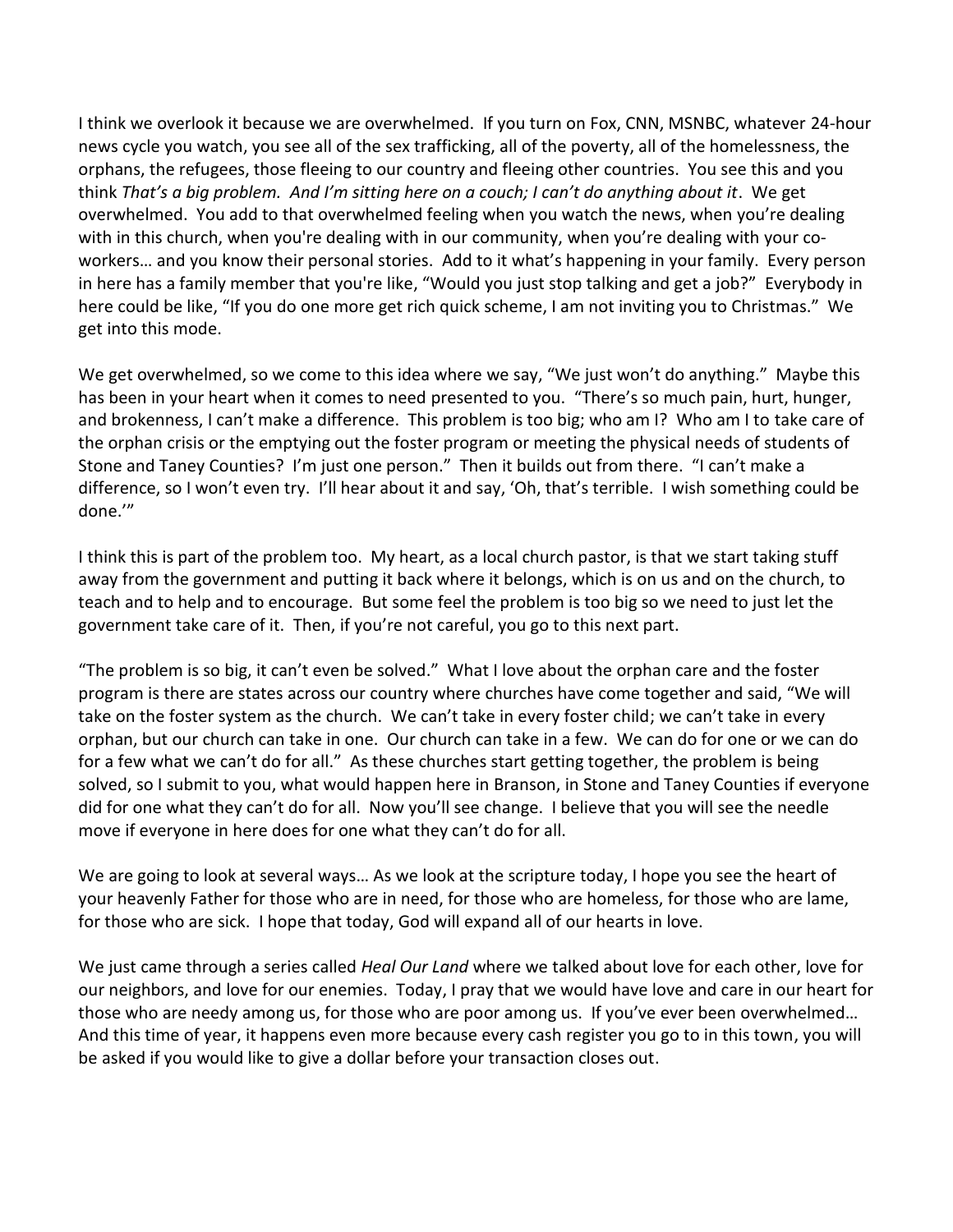I think we overlook it because we are overwhelmed. If you turn on Fox, CNN, MSNBC, whatever 24-hour news cycle you watch, you see all of the sex trafficking, all of the poverty, all of the homelessness, the orphans, the refugees, those fleeing to our country and fleeing other countries. You see this and you think *That's a big problem. And I'm sitting here on a couch; I can't do anything about it*. We get overwhelmed. You add to that overwhelmed feeling when you watch the news, when you're dealing with in this church, when you're dealing with in our community, when you're dealing with your co-workers… and you know their personal stories. Add to it what's happening in your family. Every person in here has a family member that you're like, "Would you just stop talking and get a job?" Everybody in here could be like, "If you do one more get rich quick scheme, I am not inviting you to Christmas." We get into this mode.

We get overwhelmed, so we come to this idea where we say, "We just won't do anything." Maybe this has been in your heart when it comes to need presented to you. "There's so much pain, hurt, hunger, and brokenness, I can't make a difference. This problem is too big; who am I? Who am I to take care of the orphan crisis or the emptying out the foster program or meeting the physical needs of students of Stone and Taney Counties? I'm just one person." Then it builds out from there. "I can't make a difference, so I won't even try. I'll hear about it and say, 'Oh, that's terrible. I wish something could be done.'"

I think this is part of the problem too. My heart, as a local church pastor, is that we start taking stuff away from the government and putting it back where it belongs, which is on us and on the church, to teach and to help and to encourage. But some feel the problem is too big so we need to just let the government take care of it. Then, if you're not careful, you go to this next part.

"The problem is so big, it can't even be solved." What I love about the orphan care and the foster program is there are states across our country where churches have come together and said, "We will take on the foster system as the church. We can't take in every foster child; we can't take in every orphan, but our church can take in one. Our church can take in a few. We can do for one or we can do for a few what we can't do for all." As these churches start getting together, the problem is being solved, so I submit to you, what would happen here in Branson, in Stone and Taney Counties if everyone did for one what they can't do for all. Now you'll see change. I believe that you will see the needle move if everyone in here does for one what they can't do for all.

We are going to look at several ways… As we look at the scripture today, I hope you see the heart of your heavenly Father for those who are in need, for those who are homeless, for those who are lame, for those who are sick. I hope that today, God will expand all of our hearts in love.

We just came through a series called *Heal Our Land* where we talked about love for each other, love for our neighbors, and love for our enemies. Today, I pray that we would have love and care in our heart for those who are needy among us, for those who are poor among us. If you've ever been overwhelmed… And this time of year, it happens even more because every cash register you go to in this town, you will be asked if you would like to give a dollar before your transaction closes out.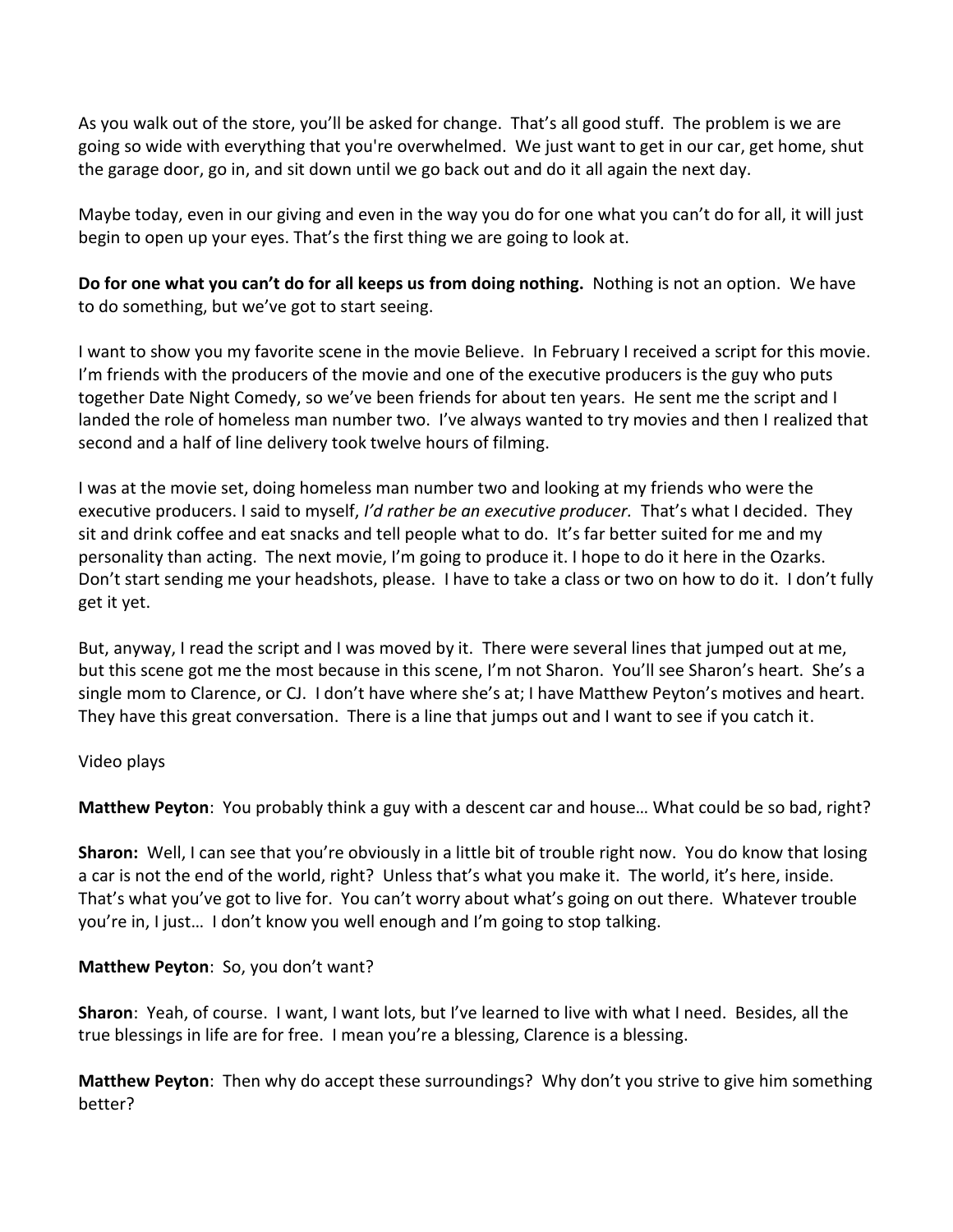As you walk out of the store, you'll be asked for change. That's all good stuff. The problem is we are going so wide with everything that you're overwhelmed. We just want to get in our car, get home, shut the garage door, go in, and sit down until we go back out and do it all again the next day.

Maybe today, even in our giving and even in the way you do for one what you can't do for all, it will just begin to open up your eyes. That's the first thing we are going to look at.

**Do for one what you can't do for all keeps us from doing nothing.** Nothing is not an option. We have to do something, but we've got to start seeing.

I want to show you my favorite scene in the movie Believe. In February I received a script for this movie. I'm friends with the producers of the movie and one of the executive producers is the guy who puts together Date Night Comedy, so we've been friends for about ten years. He sent me the script and I landed the role of homeless man number two. I've always wanted to try movies and then I realized that second and a half of line delivery took twelve hours of filming.

I was at the movie set, doing homeless man number two and looking at my friends who were the executive producers. I said to myself, *I'd rather be an executive producer.* That's what I decided. They sit and drink coffee and eat snacks and tell people what to do. It's far better suited for me and my personality than acting. The next movie, I'm going to produce it. I hope to do it here in the Ozarks. Don't start sending me your headshots, please. I have to take a class or two on how to do it. I don't fully get it yet.

But, anyway, I read the script and I was moved by it. There were several lines that jumped out at me, but this scene got me the most because in this scene, I'm not Sharon. You'll see Sharon's heart. She's a single mom to Clarence, or CJ. I don't have where she's at; I have Matthew Peyton's motives and heart. They have this great conversation. There is a line that jumps out and I want to see if you catch it.

Video plays

**Matthew Peyton**: You probably think a guy with a descent car and house… What could be so bad, right?

**Sharon:** Well, I can see that you're obviously in a little bit of trouble right now. You do know that losing a car is not the end of the world, right? Unless that's what you make it. The world, it's here, inside. That's what you've got to live for. You can't worry about what's going on out there. Whatever trouble you're in, I just… I don't know you well enough and I'm going to stop talking.

**Matthew Peyton**: So, you don't want?

**Sharon**: Yeah, of course. I want, I want lots, but I've learned to live with what I need. Besides, all the true blessings in life are for free. I mean you're a blessing, Clarence is a blessing.

**Matthew Peyton**: Then why do accept these surroundings? Why don't you strive to give him something better?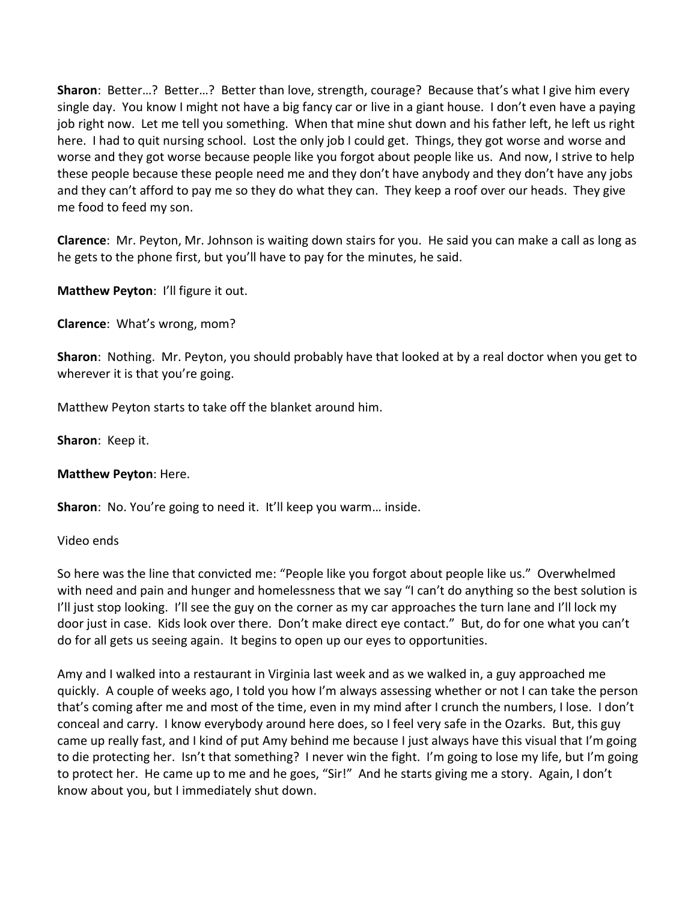**Sharon**: Better…? Better…? Better than love, strength, courage? Because that's what I give him every single day. You know I might not have a big fancy car or live in a giant house. I don't even have a paying job right now. Let me tell you something. When that mine shut down and his father left, he left us right here. I had to quit nursing school. Lost the only job I could get. Things, they got worse and worse and worse and they got worse because people like you forgot about people like us. And now, I strive to help these people because these people need me and they don't have anybody and they don't have any jobs and they can't afford to pay me so they do what they can. They keep a roof over our heads. They give me food to feed my son.

**Clarence**: Mr. Peyton, Mr. Johnson is waiting down stairs for you. He said you can make a call as long as he gets to the phone first, but you'll have to pay for the minutes, he said.

**Matthew Peyton**: I'll figure it out.

**Clarence**: What's wrong, mom?

**Sharon**: Nothing. Mr. Peyton, you should probably have that looked at by a real doctor when you get to wherever it is that you're going.

Matthew Peyton starts to take off the blanket around him.

**Sharon**: Keep it.

**Matthew Peyton**: Here.

**Sharon**: No. You're going to need it. It'll keep you warm… inside.

Video ends

So here was the line that convicted me: "People like you forgot about people like us." Overwhelmed with need and pain and hunger and homelessness that we say "I can't do anything so the best solution is I'll just stop looking. I'll see the guy on the corner as my car approaches the turn lane and I'll lock my door just in case. Kids look over there. Don't make direct eye contact." But, do for one what you can't do for all gets us seeing again. It begins to open up our eyes to opportunities.

Amy and I walked into a restaurant in Virginia last week and as we walked in, a guy approached me quickly. A couple of weeks ago, I told you how I'm always assessing whether or not I can take the person that's coming after me and most of the time, even in my mind after I crunch the numbers, I lose. I don't conceal and carry. I know everybody around here does, so I feel very safe in the Ozarks. But, this guy came up really fast, and I kind of put Amy behind me because I just always have this visual that I'm going to die protecting her. Isn't that something? I never win the fight. I'm going to lose my life, but I'm going to protect her. He came up to me and he goes, "Sir!" And he starts giving me a story. Again, I don't know about you, but I immediately shut down.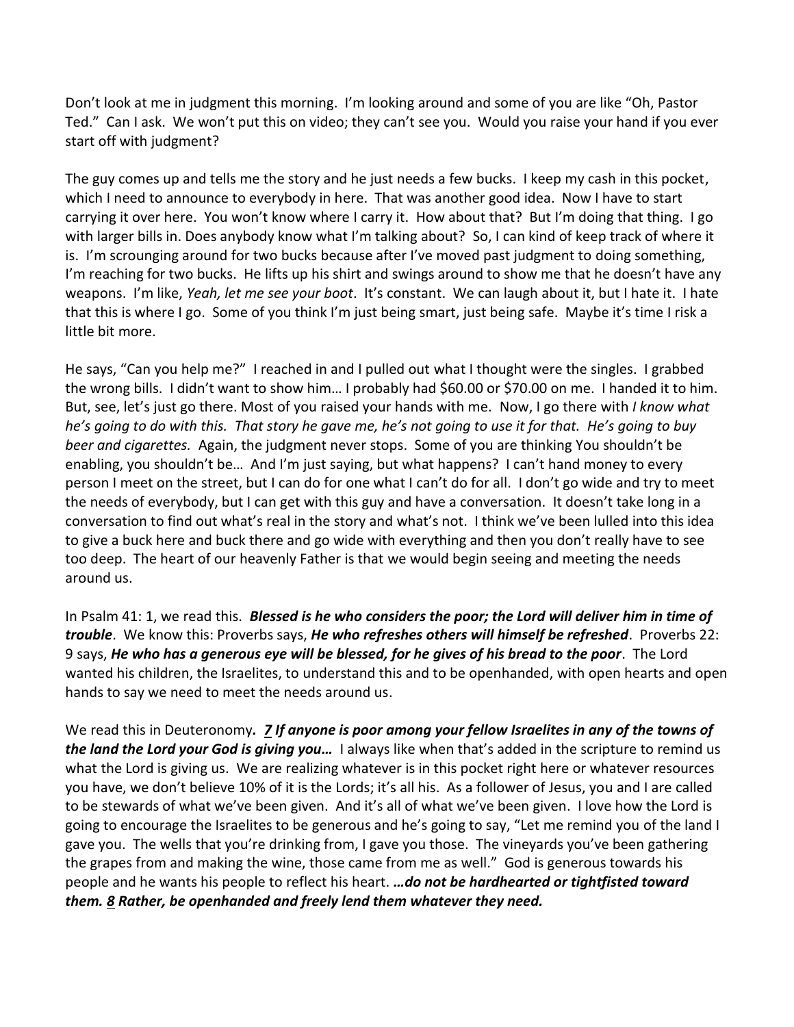Don't look at me in judgment this morning. I'm looking around and some of you are like "Oh, Pastor Ted." Can I ask. We won't put this on video; they can't see you. Would you raise your hand if you ever start off with judgment?

The guy comes up and tells me the story and he just needs a few bucks. I keep my cash in this pocket, which I need to announce to everybody in here. That was another good idea. Now I have to start carrying it over here. You won't know where I carry it. How about that? But I'm doing that thing. I go with larger bills in. Does anybody know what I'm talking about? So, I can kind of keep track of where it is. I'm scrounging around for two bucks because after I've moved past judgment to doing something, I'm reaching for two bucks. He lifts up his shirt and swings around to show me that he doesn't have any weapons. I'm like, *Yeah, let me see your boot*. It's constant. We can laugh about it, but I hate it. I hate that this is where I go. Some of you think I'm just being smart, just being safe. Maybe it's time I risk a little bit more.

He says, "Can you help me?" I reached in and I pulled out what I thought were the singles. I grabbed the wrong bills. I didn't want to show him… I probably had $60.00 or $70.00 on me. I handed it to him. But, see, let's just go there. Most of you raised your hands with me. Now, I go there with *I know what he's going to do with this. That story he gave me, he's not going to use it for that. He's going to buy beer and cigarettes.* Again, the judgment never stops. Some of you are thinking You shouldn't be enabling, you shouldn't be… And I'm just saying, but what happens? I can't hand money to every person I meet on the street, but I can do for one what I can't do for all. I don't go wide and try to meet the needs of everybody, but I can get with this guy and have a conversation. It doesn't take long in a conversation to find out what's real in the story and what's not. I think we've been lulled into this idea to give a buck here and buck there and go wide with everything and then you don't really have to see too deep. The heart of our heavenly Father is that we would begin seeing and meeting the needs around us.

In Psalm 41: 1, we read this. ***Blessed is he who considers the poor; the Lord will deliver him in time of trouble***. We know this: Proverbs says, ***He who refreshes others will himself be refreshed***. Proverbs 22: 9 says, ***He who has a generous eye will be blessed, for he gives of his bread to the poor***. The Lord wanted his children, the Israelites, to understand this and to be openhanded, with open hearts and open hands to say we need to meet the needs around us.

We read this in Deuteronomy***. 7 If anyone is poor among your fellow Israelites in any of the towns of the land the Lord your God is giving you…*** I always like when that's added in the scripture to remind us what the Lord is giving us. We are realizing whatever is in this pocket right here or whatever resources you have, we don't believe 10% of it is the Lords; it's all his. As a follower of Jesus, you and I are called to be stewards of what we've been given. And it's all of what we've been given. I love how the Lord is going to encourage the Israelites to be generous and he's going to say, "Let me remind you of the land I gave you. The wells that you're drinking from, I gave you those. The vineyards you've been gathering the grapes from and making the wine, those came from me as well." God is generous towards his people and he wants his people to reflect his heart. ***…do not be hardhearted or tightfisted toward them. 8 Rather, be openhanded and freely lend them whatever they need.***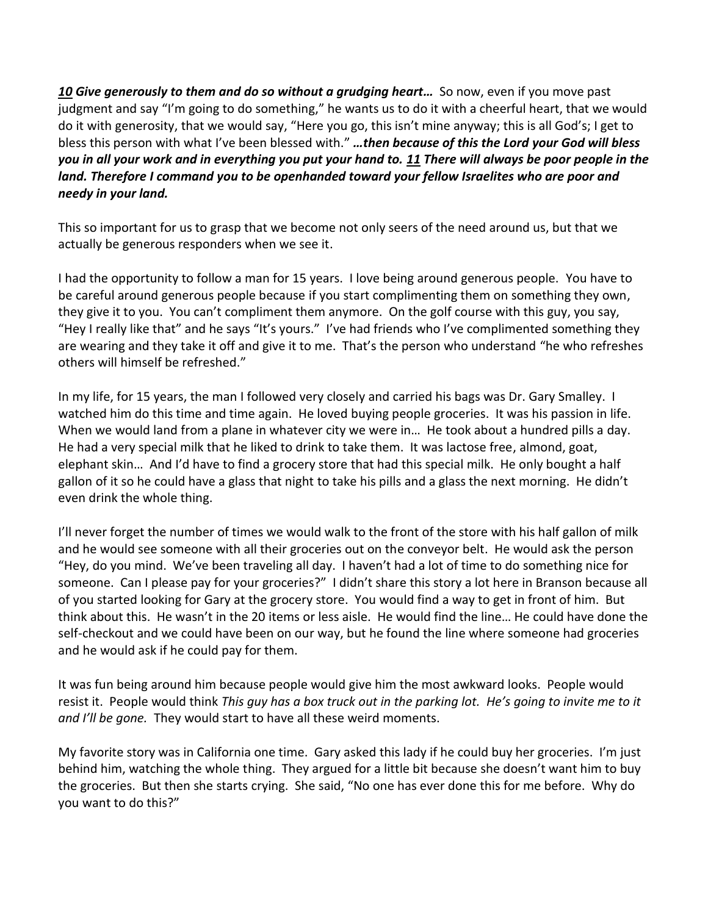***<u>10</u> Give generously to them and do so without a grudging heart…*** So now, even if you move past judgment and say "I'm going to do something," he wants us to do it with a cheerful heart, that we would do it with generosity, that we would say, "Here you go, this isn't mine anyway; this is all God's; I get to bless this person with what I've been blessed with." ***…then because of this the Lord your God will bless you in all your work and in everything you put your hand to. <u>11</u> There will always be poor people in the land. Therefore I command you to be openhanded toward your fellow Israelites who are poor and needy in your land.***

This so important for us to grasp that we become not only seers of the need around us, but that we actually be generous responders when we see it.

I had the opportunity to follow a man for 15 years. I love being around generous people. You have to be careful around generous people because if you start complimenting them on something they own, they give it to you. You can't compliment them anymore. On the golf course with this guy, you say, "Hey I really like that" and he says "It's yours." I've had friends who I've complimented something they are wearing and they take it off and give it to me. That's the person who understand "he who refreshes others will himself be refreshed."

In my life, for 15 years, the man I followed very closely and carried his bags was Dr. Gary Smalley. I watched him do this time and time again. He loved buying people groceries. It was his passion in life. When we would land from a plane in whatever city we were in… He took about a hundred pills a day. He had a very special milk that he liked to drink to take them. It was lactose free, almond, goat, elephant skin… And I'd have to find a grocery store that had this special milk. He only bought a half gallon of it so he could have a glass that night to take his pills and a glass the next morning. He didn't even drink the whole thing.

I'll never forget the number of times we would walk to the front of the store with his half gallon of milk and he would see someone with all their groceries out on the conveyor belt. He would ask the person "Hey, do you mind. We've been traveling all day. I haven't had a lot of time to do something nice for someone. Can I please pay for your groceries?" I didn't share this story a lot here in Branson because all of you started looking for Gary at the grocery store. You would find a way to get in front of him. But think about this. He wasn't in the 20 items or less aisle. He would find the line… He could have done the self-checkout and we could have been on our way, but he found the line where someone had groceries and he would ask if he could pay for them.

It was fun being around him because people would give him the most awkward looks. People would resist it. People would think *This guy has a box truck out in the parking lot. He's going to invite me to it and I'll be gone.* They would start to have all these weird moments.

My favorite story was in California one time. Gary asked this lady if he could buy her groceries. I'm just behind him, watching the whole thing. They argued for a little bit because she doesn't want him to buy the groceries. But then she starts crying. She said, "No one has ever done this for me before. Why do you want to do this?"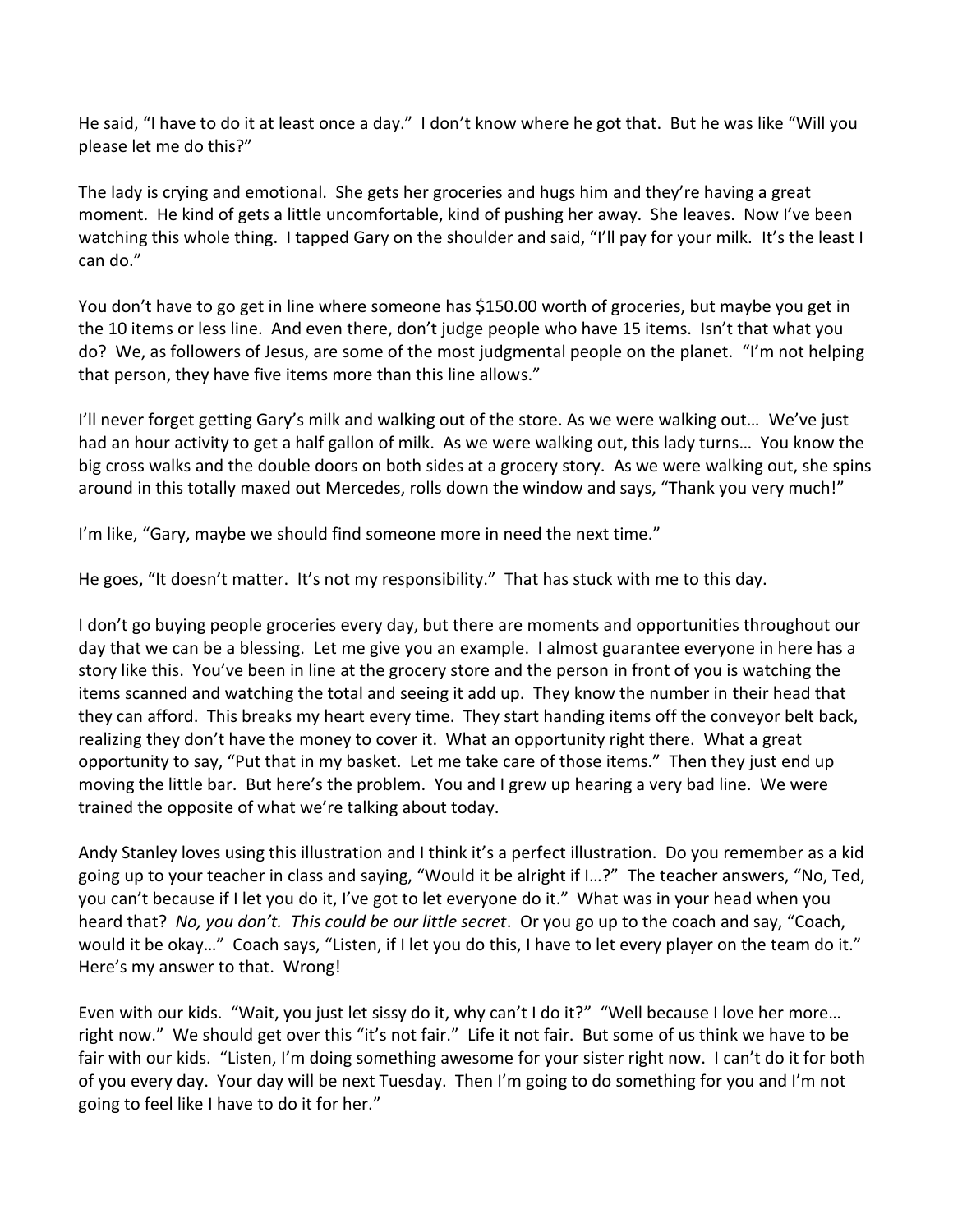He said, "I have to do it at least once a day." I don't know where he got that. But he was like "Will you please let me do this?"

The lady is crying and emotional. She gets her groceries and hugs him and they're having a great moment. He kind of gets a little uncomfortable, kind of pushing her away. She leaves. Now I've been watching this whole thing. I tapped Gary on the shoulder and said, "I'll pay for your milk. It's the least I can do."

You don't have to go get in line where someone has $150.00 worth of groceries, but maybe you get in the 10 items or less line. And even there, don't judge people who have 15 items. Isn't that what you do? We, as followers of Jesus, are some of the most judgmental people on the planet. "I'm not helping that person, they have five items more than this line allows."

I'll never forget getting Gary's milk and walking out of the store. As we were walking out… We've just had an hour activity to get a half gallon of milk. As we were walking out, this lady turns… You know the big cross walks and the double doors on both sides at a grocery story. As we were walking out, she spins around in this totally maxed out Mercedes, rolls down the window and says, "Thank you very much!"

I'm like, "Gary, maybe we should find someone more in need the next time."

He goes, "It doesn't matter. It's not my responsibility." That has stuck with me to this day.

I don't go buying people groceries every day, but there are moments and opportunities throughout our day that we can be a blessing. Let me give you an example. I almost guarantee everyone in here has a story like this. You've been in line at the grocery store and the person in front of you is watching the items scanned and watching the total and seeing it add up. They know the number in their head that they can afford. This breaks my heart every time. They start handing items off the conveyor belt back, realizing they don't have the money to cover it. What an opportunity right there. What a great opportunity to say, "Put that in my basket. Let me take care of those items." Then they just end up moving the little bar. But here's the problem. You and I grew up hearing a very bad line. We were trained the opposite of what we're talking about today.

Andy Stanley loves using this illustration and I think it's a perfect illustration. Do you remember as a kid going up to your teacher in class and saying, "Would it be alright if I…?" The teacher answers, "No, Ted, you can't because if I let you do it, I've got to let everyone do it." What was in your head when you heard that? *No, you don't. This could be our little secret*. Or you go up to the coach and say, "Coach, would it be okay…" Coach says, "Listen, if I let you do this, I have to let every player on the team do it." Here's my answer to that. Wrong!

Even with our kids. "Wait, you just let sissy do it, why can't I do it?" "Well because I love her more… right now." We should get over this "it's not fair." Life it not fair. But some of us think we have to be fair with our kids. "Listen, I'm doing something awesome for your sister right now. I can't do it for both of you every day. Your day will be next Tuesday. Then I'm going to do something for you and I'm not going to feel like I have to do it for her."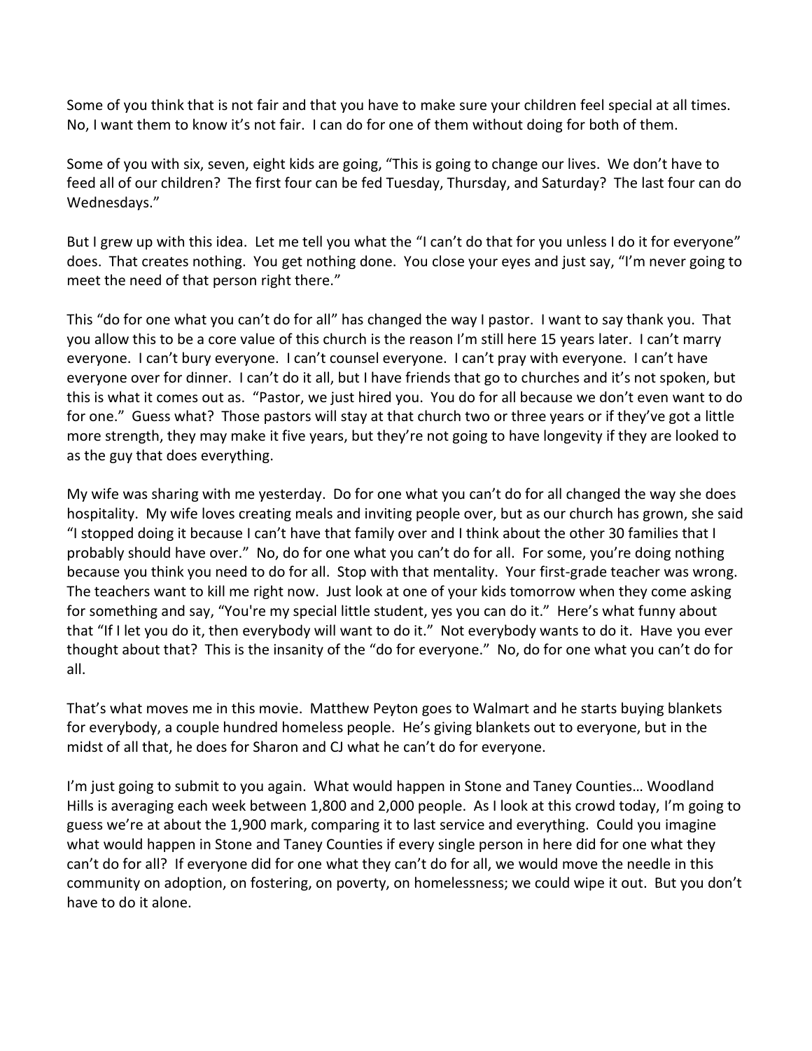Some of you think that is not fair and that you have to make sure your children feel special at all times. No, I want them to know it's not fair. I can do for one of them without doing for both of them.

Some of you with six, seven, eight kids are going, "This is going to change our lives. We don't have to feed all of our children? The first four can be fed Tuesday, Thursday, and Saturday? The last four can do Wednesdays."

But I grew up with this idea. Let me tell you what the "I can't do that for you unless I do it for everyone" does. That creates nothing. You get nothing done. You close your eyes and just say, "I'm never going to meet the need of that person right there."

This "do for one what you can't do for all" has changed the way I pastor. I want to say thank you. That you allow this to be a core value of this church is the reason I'm still here 15 years later. I can't marry everyone. I can't bury everyone. I can't counsel everyone. I can't pray with everyone. I can't have everyone over for dinner. I can't do it all, but I have friends that go to churches and it's not spoken, but this is what it comes out as. "Pastor, we just hired you. You do for all because we don't even want to do for one." Guess what? Those pastors will stay at that church two or three years or if they've got a little more strength, they may make it five years, but they're not going to have longevity if they are looked to as the guy that does everything.

My wife was sharing with me yesterday. Do for one what you can't do for all changed the way she does hospitality. My wife loves creating meals and inviting people over, but as our church has grown, she said "I stopped doing it because I can't have that family over and I think about the other 30 families that I probably should have over." No, do for one what you can't do for all. For some, you're doing nothing because you think you need to do for all. Stop with that mentality. Your first-grade teacher was wrong. The teachers want to kill me right now. Just look at one of your kids tomorrow when they come asking for something and say, "You're my special little student, yes you can do it." Here's what funny about that "If I let you do it, then everybody will want to do it." Not everybody wants to do it. Have you ever thought about that? This is the insanity of the "do for everyone." No, do for one what you can't do for all.

That's what moves me in this movie. Matthew Peyton goes to Walmart and he starts buying blankets for everybody, a couple hundred homeless people. He's giving blankets out to everyone, but in the midst of all that, he does for Sharon and CJ what he can't do for everyone.

I'm just going to submit to you again. What would happen in Stone and Taney Counties… Woodland Hills is averaging each week between 1,800 and 2,000 people. As I look at this crowd today, I'm going to guess we're at about the 1,900 mark, comparing it to last service and everything. Could you imagine what would happen in Stone and Taney Counties if every single person in here did for one what they can't do for all? If everyone did for one what they can't do for all, we would move the needle in this community on adoption, on fostering, on poverty, on homelessness; we could wipe it out. But you don't have to do it alone.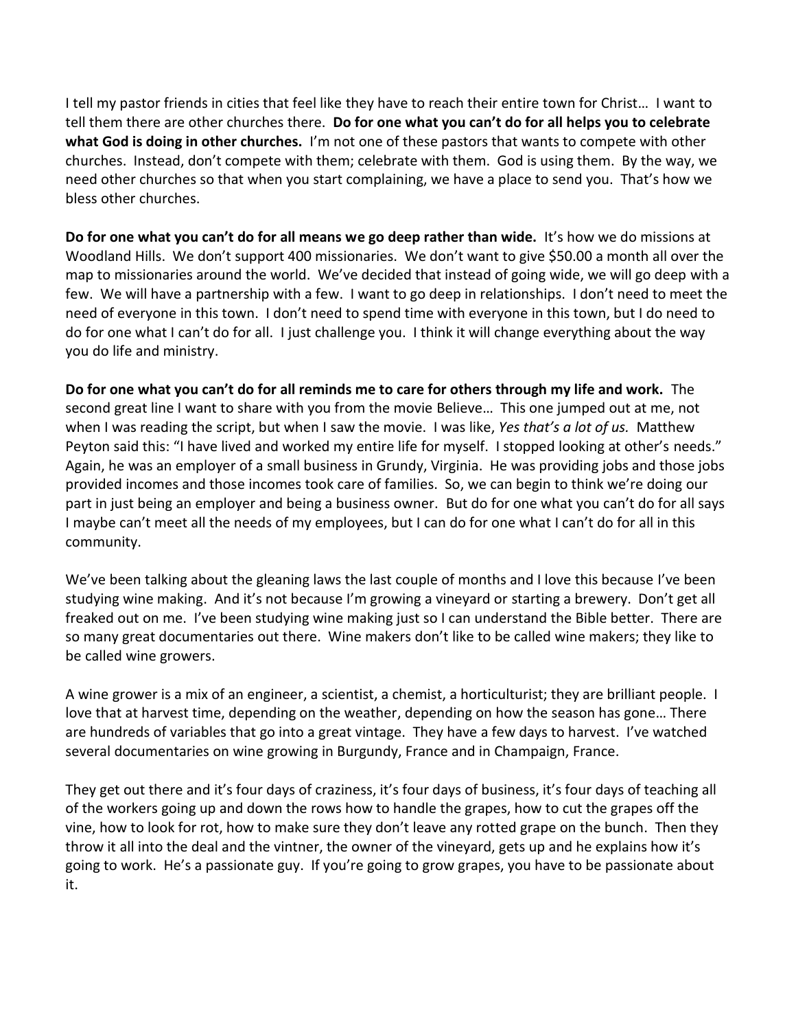I tell my pastor friends in cities that feel like they have to reach their entire town for Christ… I want to tell them there are other churches there. **Do for one what you can't do for all helps you to celebrate what God is doing in other churches.** I'm not one of these pastors that wants to compete with other churches. Instead, don't compete with them; celebrate with them. God is using them. By the way, we need other churches so that when you start complaining, we have a place to send you. That's how we bless other churches.

**Do for one what you can't do for all means we go deep rather than wide.** It's how we do missions at Woodland Hills. We don't support 400 missionaries. We don't want to give $50.00 a month all over the map to missionaries around the world. We've decided that instead of going wide, we will go deep with a few. We will have a partnership with a few. I want to go deep in relationships. I don't need to meet the need of everyone in this town. I don't need to spend time with everyone in this town, but I do need to do for one what I can't do for all. I just challenge you. I think it will change everything about the way you do life and ministry.

**Do for one what you can't do for all reminds me to care for others through my life and work.** The second great line I want to share with you from the movie Believe… This one jumped out at me, not when I was reading the script, but when I saw the movie. I was like, *Yes that's a lot of us.* Matthew Peyton said this: "I have lived and worked my entire life for myself. I stopped looking at other's needs." Again, he was an employer of a small business in Grundy, Virginia. He was providing jobs and those jobs provided incomes and those incomes took care of families. So, we can begin to think we're doing our part in just being an employer and being a business owner. But do for one what you can't do for all says I maybe can't meet all the needs of my employees, but I can do for one what I can't do for all in this community.

We've been talking about the gleaning laws the last couple of months and I love this because I've been studying wine making. And it's not because I'm growing a vineyard or starting a brewery. Don't get all freaked out on me. I've been studying wine making just so I can understand the Bible better. There are so many great documentaries out there. Wine makers don't like to be called wine makers; they like to be called wine growers.

A wine grower is a mix of an engineer, a scientist, a chemist, a horticulturist; they are brilliant people. I love that at harvest time, depending on the weather, depending on how the season has gone… There are hundreds of variables that go into a great vintage. They have a few days to harvest. I've watched several documentaries on wine growing in Burgundy, France and in Champaign, France.

They get out there and it's four days of craziness, it's four days of business, it's four days of teaching all of the workers going up and down the rows how to handle the grapes, how to cut the grapes off the vine, how to look for rot, how to make sure they don't leave any rotted grape on the bunch. Then they throw it all into the deal and the vintner, the owner of the vineyard, gets up and he explains how it's going to work. He's a passionate guy. If you're going to grow grapes, you have to be passionate about it.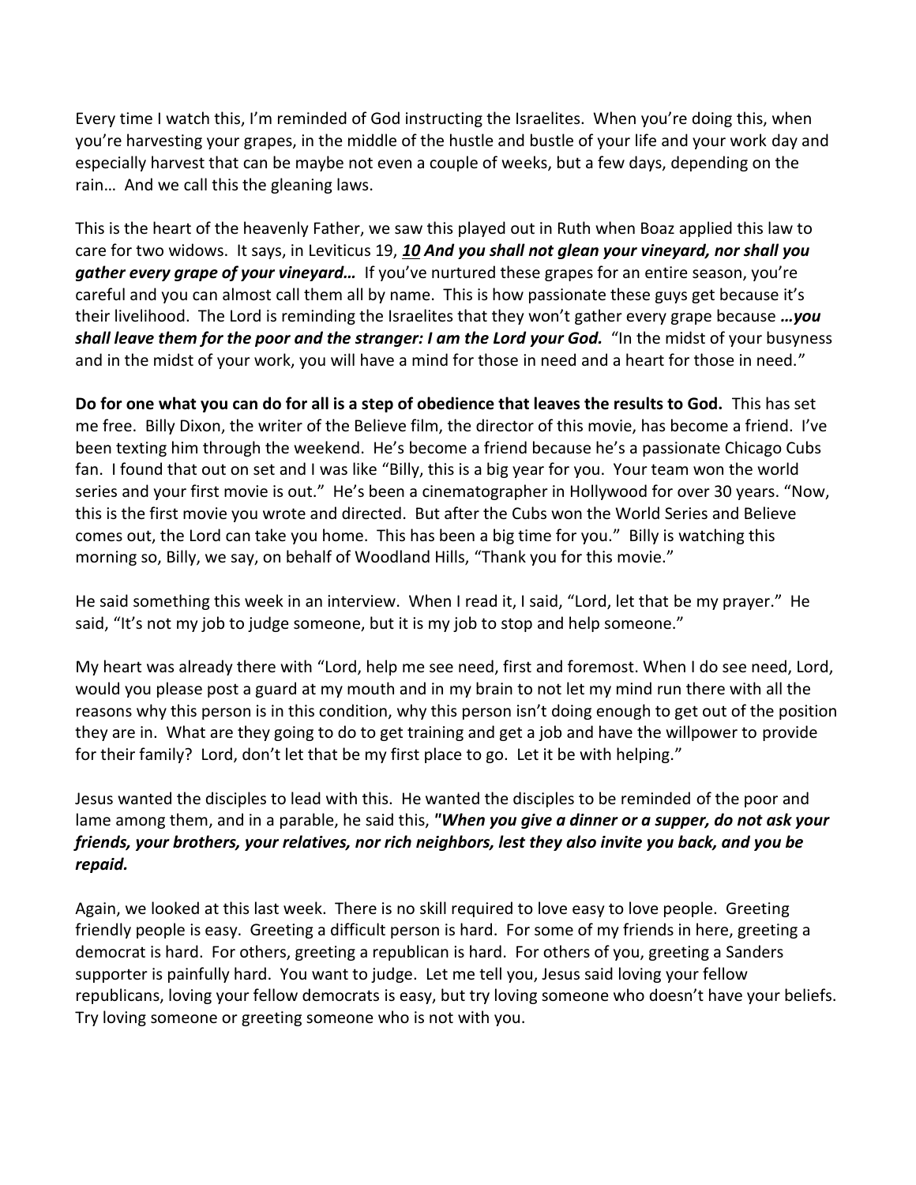Every time I watch this, I'm reminded of God instructing the Israelites. When you're doing this, when you're harvesting your grapes, in the middle of the hustle and bustle of your life and your work day and especially harvest that can be maybe not even a couple of weeks, but a few days, depending on the rain… And we call this the gleaning laws.

This is the heart of the heavenly Father, we saw this played out in Ruth when Boaz applied this law to care for two widows. It says, in Leviticus 19, ***<u>10</u> And you shall not glean your vineyard, nor shall you gather every grape of your vineyard…*** If you've nurtured these grapes for an entire season, you're careful and you can almost call them all by name. This is how passionate these guys get because it's their livelihood. The Lord is reminding the Israelites that they won't gather every grape because ***…you shall leave them for the poor and the stranger: I am the Lord your God.*** "In the midst of your busyness and in the midst of your work, you will have a mind for those in need and a heart for those in need."

**Do for one what you can do for all is a step of obedience that leaves the results to God.** This has set me free. Billy Dixon, the writer of the Believe film, the director of this movie, has become a friend. I've been texting him through the weekend. He's become a friend because he's a passionate Chicago Cubs fan. I found that out on set and I was like "Billy, this is a big year for you. Your team won the world series and your first movie is out." He's been a cinematographer in Hollywood for over 30 years. "Now, this is the first movie you wrote and directed. But after the Cubs won the World Series and Believe comes out, the Lord can take you home. This has been a big time for you." Billy is watching this morning so, Billy, we say, on behalf of Woodland Hills, "Thank you for this movie."

He said something this week in an interview. When I read it, I said, "Lord, let that be my prayer." He said, "It's not my job to judge someone, but it is my job to stop and help someone."

My heart was already there with "Lord, help me see need, first and foremost. When I do see need, Lord, would you please post a guard at my mouth and in my brain to not let my mind run there with all the reasons why this person is in this condition, why this person isn't doing enough to get out of the position they are in. What are they going to do to get training and get a job and have the willpower to provide for their family? Lord, don't let that be my first place to go. Let it be with helping."

Jesus wanted the disciples to lead with this. He wanted the disciples to be reminded of the poor and lame among them, and in a parable, he said this, ***"When you give a dinner or a supper, do not ask your friends, your brothers, your relatives, nor rich neighbors, lest they also invite you back, and you be repaid.***

Again, we looked at this last week. There is no skill required to love easy to love people. Greeting friendly people is easy. Greeting a difficult person is hard. For some of my friends in here, greeting a democrat is hard. For others, greeting a republican is hard. For others of you, greeting a Sanders supporter is painfully hard. You want to judge. Let me tell you, Jesus said loving your fellow republicans, loving your fellow democrats is easy, but try loving someone who doesn't have your beliefs. Try loving someone or greeting someone who is not with you.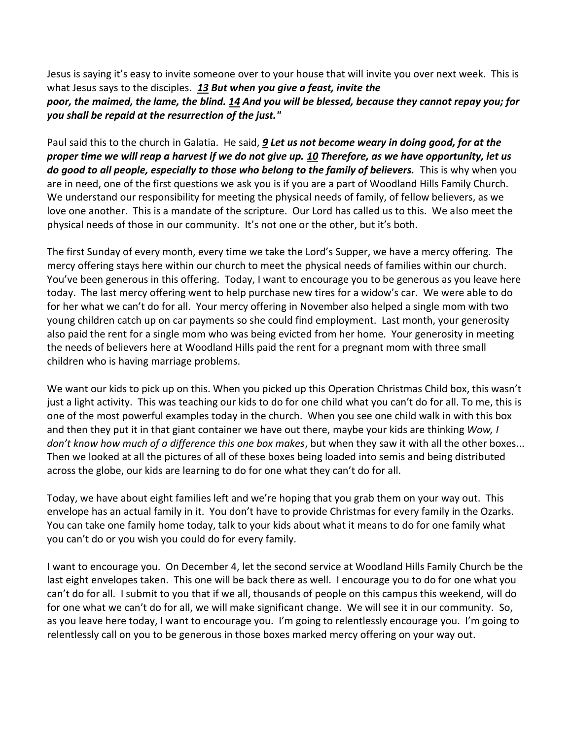Jesus is saying it's easy to invite someone over to your house that will invite you over next week. This is what Jesus says to the disciples. ***13*** ***But when you give a feast, invite the poor, the maimed, the lame, the blind.*** ***14*** ***And you will be blessed, because they cannot repay you; for you shall be repaid at the resurrection of the just."***

Paul said this to the church in Galatia. He said, ***9*** ***Let us not become weary in doing good, for at the proper time we will reap a harvest if we do not give up.*** ***10*** ***Therefore, as we have opportunity, let us do good to all people, especially to those who belong to the family of believers.*** This is why when you are in need, one of the first questions we ask you is if you are a part of Woodland Hills Family Church. We understand our responsibility for meeting the physical needs of family, of fellow believers, as we love one another. This is a mandate of the scripture. Our Lord has called us to this. We also meet the physical needs of those in our community. It's not one or the other, but it's both.

The first Sunday of every month, every time we take the Lord's Supper, we have a mercy offering. The mercy offering stays here within our church to meet the physical needs of families within our church. You've been generous in this offering. Today, I want to encourage you to be generous as you leave here today. The last mercy offering went to help purchase new tires for a widow's car. We were able to do for her what we can't do for all. Your mercy offering in November also helped a single mom with two young children catch up on car payments so she could find employment. Last month, your generosity also paid the rent for a single mom who was being evicted from her home. Your generosity in meeting the needs of believers here at Woodland Hills paid the rent for a pregnant mom with three small children who is having marriage problems.

We want our kids to pick up on this. When you picked up this Operation Christmas Child box, this wasn't just a light activity. This was teaching our kids to do for one child what you can't do for all. To me, this is one of the most powerful examples today in the church. When you see one child walk in with this box and then they put it in that giant container we have out there, maybe your kids are thinking *Wow, I don't know how much of a difference this one box makes*, but when they saw it with all the other boxes... Then we looked at all the pictures of all of these boxes being loaded into semis and being distributed across the globe, our kids are learning to do for one what they can't do for all.

Today, we have about eight families left and we're hoping that you grab them on your way out. This envelope has an actual family in it. You don't have to provide Christmas for every family in the Ozarks. You can take one family home today, talk to your kids about what it means to do for one family what you can't do or you wish you could do for every family.

I want to encourage you. On December 4, let the second service at Woodland Hills Family Church be the last eight envelopes taken. This one will be back there as well. I encourage you to do for one what you can't do for all. I submit to you that if we all, thousands of people on this campus this weekend, will do for one what we can't do for all, we will make significant change. We will see it in our community. So, as you leave here today, I want to encourage you. I'm going to relentlessly encourage you. I'm going to relentlessly call on you to be generous in those boxes marked mercy offering on your way out.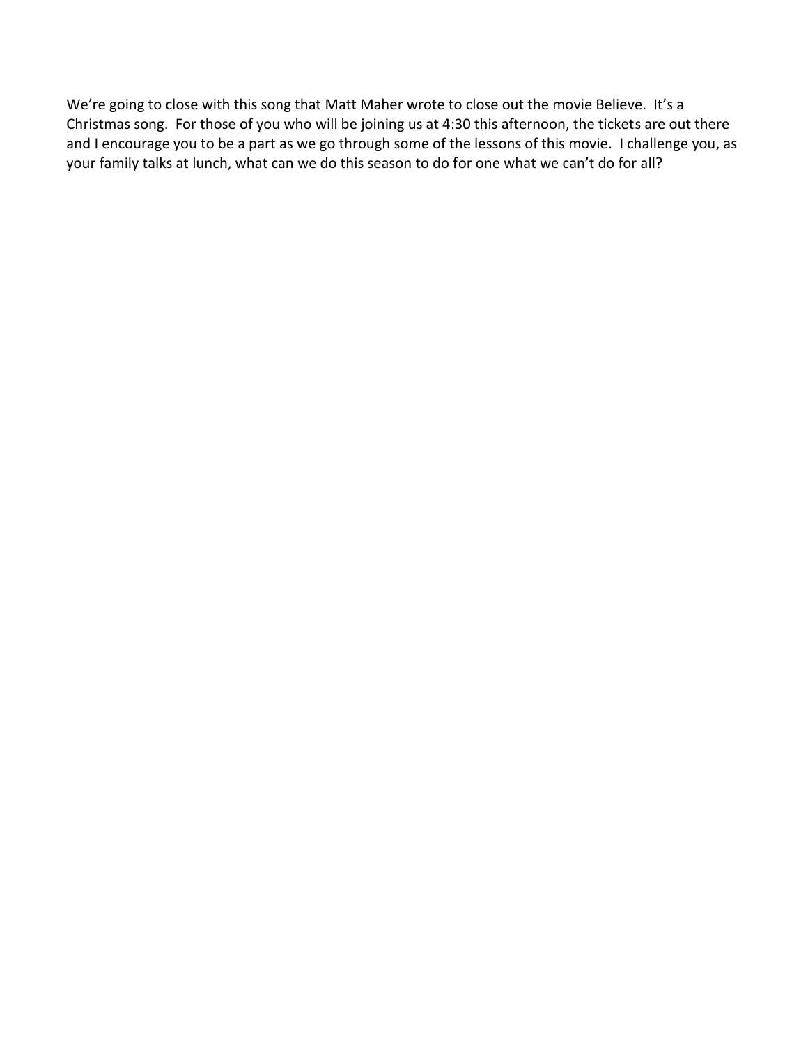We're going to close with this song that Matt Maher wrote to close out the movie Believe. It's a Christmas song. For those of you who will be joining us at 4:30 this afternoon, the tickets are out there and I encourage you to be a part as we go through some of the lessons of this movie. I challenge you, as your family talks at lunch, what can we do this season to do for one what we can't do for all?